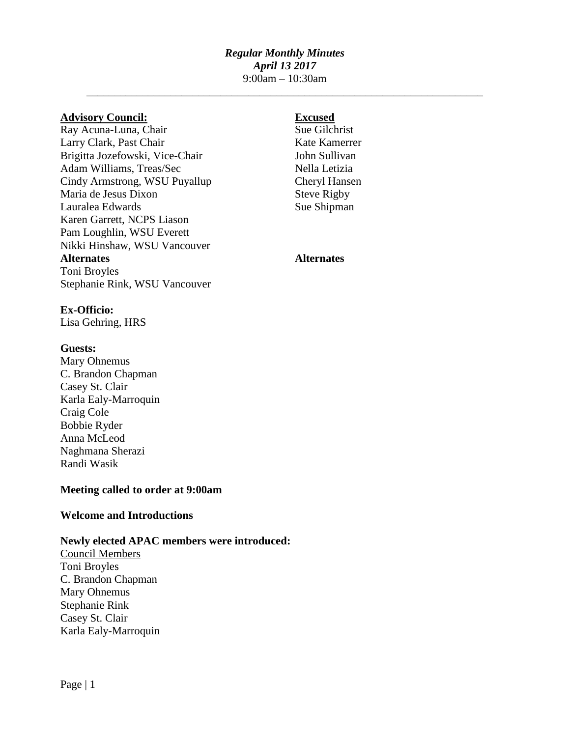***Regular Monthly Minutes***
***April 13 2017***
9:00am – 10:30am

---

**Advisory Council:**

Ray Acuna-Luna, Chair
Larry Clark, Past Chair
Brigitta Jozefowski, Vice-Chair
Adam Williams, Treas/Sec
Cindy Armstrong, WSU Puyallup
Maria de Jesus Dixon
Lauralea Edwards
Karen Garrett, NCPS Liason
Pam Loughlin, WSU Everett
Nikki Hinshaw, WSU Vancouver

**Alternates**

Toni Broyles
Stephanie Rink, WSU Vancouver

**Excused**

Sue Gilchrist
Kate Kamerrer
John Sullivan
Nella Letizia
Cheryl Hansen
Steve Rigby
Sue Shipman

**Alternates**

**Ex-Officio:**

Lisa Gehring, HRS

**Guests:**

Mary Ohnemus
C. Brandon Chapman
Casey St. Clair
Karla Ealy-Marroquin
Craig Cole
Bobbie Ryder
Anna McLeod
Naghmana Sherazi
Randi Wasik

**Meeting called to order at 9:00am**

**Welcome and Introductions**

**Newly elected APAC members were introduced:**

Council Members

Toni Broyles
C. Brandon Chapman
Mary Ohnemus
Stephanie Rink
Casey St. Clair
Karla Ealy-Marroquin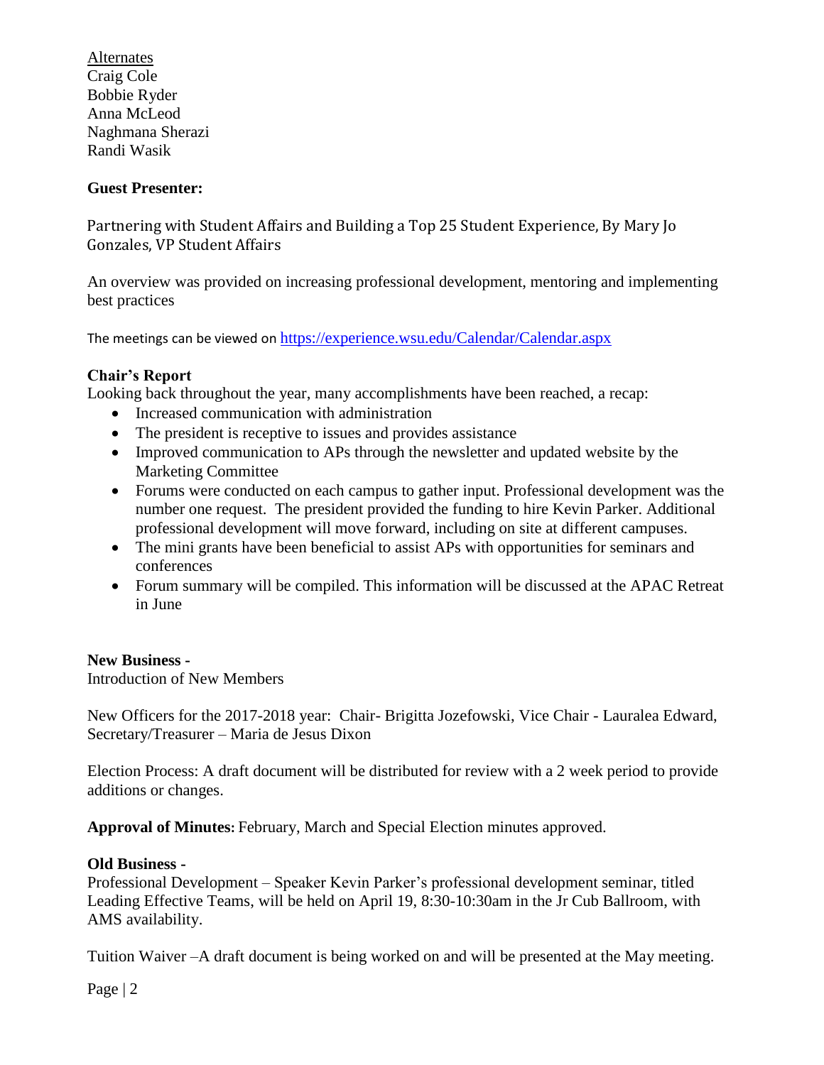Alternates
Craig Cole
Bobbie Ryder
Anna McLeod
Naghmana Sherazi
Randi Wasik

**Guest Presenter:**

Partnering with Student Affairs and Building a Top 25 Student Experience, By Mary Jo Gonzales, VP Student Affairs

An overview was provided on increasing professional development, mentoring and implementing best practices

The meetings can be viewed on https://experience.wsu.edu/Calendar/Calendar.aspx

**Chair's Report**
Looking back throughout the year, many accomplishments have been reached, a recap:

- Increased communication with administration
- The president is receptive to issues and provides assistance
- Improved communication to APs through the newsletter and updated website by the Marketing Committee
- Forums were conducted on each campus to gather input. Professional development was the number one request. The president provided the funding to hire Kevin Parker. Additional professional development will move forward, including on site at different campuses.
- The mini grants have been beneficial to assist APs with opportunities for seminars and conferences
- Forum summary will be compiled. This information will be discussed at the APAC Retreat in June

**New Business -**
Introduction of New Members

New Officers for the 2017-2018 year: Chair- Brigitta Jozefowski, Vice Chair - Lauralea Edward, Secretary/Treasurer – Maria de Jesus Dixon

Election Process: A draft document will be distributed for review with a 2 week period to provide additions or changes.

**Approval of Minutes:** February, March and Special Election minutes approved.

**Old Business -**
Professional Development – Speaker Kevin Parker's professional development seminar, titled Leading Effective Teams, will be held on April 19, 8:30-10:30am in the Jr Cub Ballroom, with AMS availability.

Tuition Waiver –A draft document is being worked on and will be presented at the May meeting.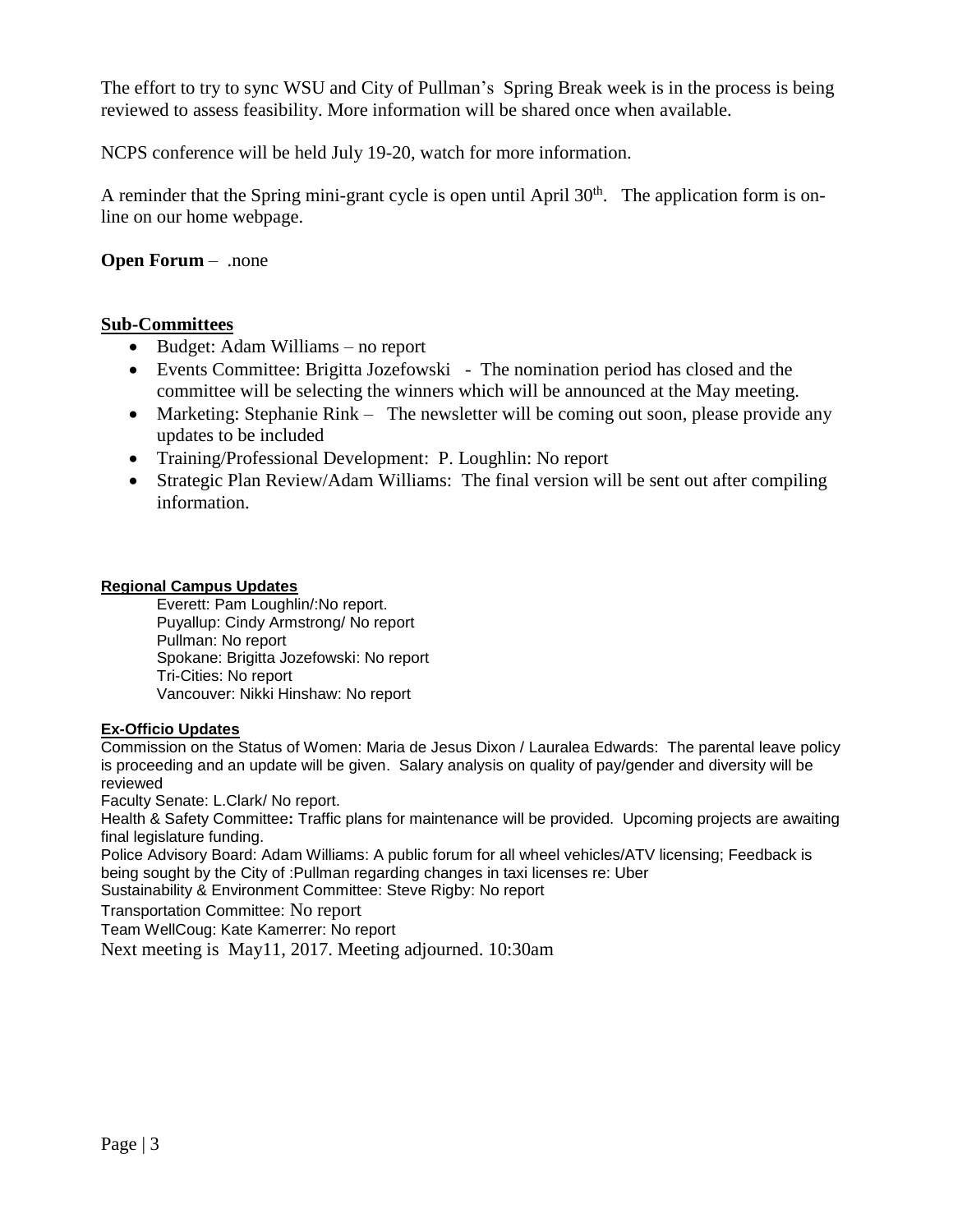The effort to try to sync WSU and City of Pullman's Spring Break week is in the process is being reviewed to assess feasibility. More information will be shared once when available.

NCPS conference will be held July 19-20, watch for more information.

A reminder that the Spring mini-grant cycle is open until April 30th. The application form is on-line on our home webpage.

**Open Forum** – .none

**Sub-Committees**

- Budget: Adam Williams – no report
- Events Committee: Brigitta Jozefowski - The nomination period has closed and the committee will be selecting the winners which will be announced at the May meeting.
- Marketing: Stephanie Rink – The newsletter will be coming out soon, please provide any updates to be included
- Training/Professional Development: P. Loughlin: No report
- Strategic Plan Review/Adam Williams: The final version will be sent out after compiling information.

**Regional Campus Updates**

Everett: Pam Loughlin/:No report.
Puyallup: Cindy Armstrong/ No report
Pullman: No report
Spokane: Brigitta Jozefowski: No report
Tri-Cities: No report
Vancouver: Nikki Hinshaw: No report

**Ex-Officio Updates**

Commission on the Status of Women: Maria de Jesus Dixon / Lauralea Edwards: The parental leave policy is proceeding and an update will be given. Salary analysis on quality of pay/gender and diversity will be reviewed

Faculty Senate: L.Clark/ No report.

Health & Safety Committee**:** Traffic plans for maintenance will be provided. Upcoming projects are awaiting final legislature funding.

Police Advisory Board: Adam Williams: A public forum for all wheel vehicles/ATV licensing; Feedback is being sought by the City of :Pullman regarding changes in taxi licenses re: Uber

Sustainability & Environment Committee: Steve Rigby: No report

Transportation Committee: No report

Team WellCoug: Kate Kamerrer: No report

Next meeting is May11, 2017. Meeting adjourned. 10:30am